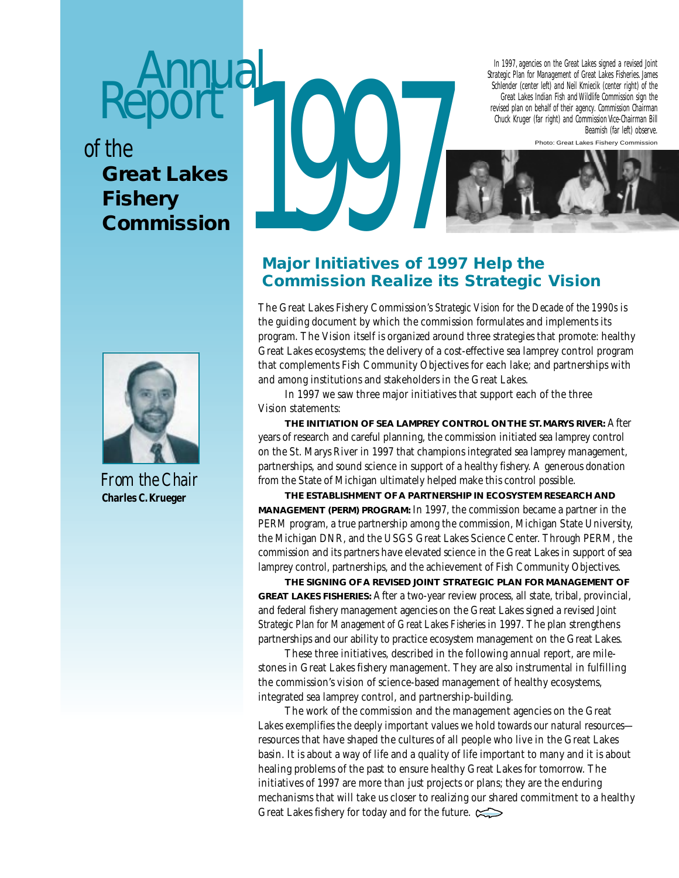# Annual Report 1997 of the Great Lakes Fishery Commission

In 1997, agencies on the Great Lakes signed a revised Joint Strategic Plan for Management of Great Lakes Fisheries. James Schlender (center left) and Neil Kmiecik (center right) of the Great Lakes Indian Fish and Wildlife Commission sign the revised plan on behalf of their agency. Commission Chairman Chuck Kruger (far right) and Commission Vice-Chairman Bill Beamish (far left) observe.

Photo: Great Lakes Fishery Commission

*From the Chair*
**Charles C. Krueger**

## Major Initiatives of 1997 Help the Commission Realize its Strategic Vision

The Great Lakes Fishery Commission's *Strategic Vision for the Decade of the 1990s* is the guiding document by which the commission formulates and implements its program. The Vision itself is organized around three strategies that promote: healthy Great Lakes ecosystems; the delivery of a cost-effective sea lamprey control program that complements Fish Community Objectives for each lake; and partnerships with and among institutions and stakeholders in the Great Lakes.

In 1997 we saw three major initiatives that support each of the three Vision statements:

**THE INITIATION OF SEA LAMPREY CONTROL ON THE ST. MARYS RIVER:** After years of research and careful planning, the commission initiated sea lamprey control on the St. Marys River in 1997 that champions integrated sea lamprey management, partnerships, and sound science in support of a healthy fishery. A generous donation from the State of Michigan ultimately helped make this control possible.

**THE ESTABLISHMENT OF A PARTNERSHIP IN ECOSYSTEM RESEARCH AND MANAGEMENT (PERM) PROGRAM:** In 1997, the commission became a partner in the PERM program, a true partnership among the commission, Michigan State University, the Michigan DNR, and the USGS Great Lakes Science Center. Through PERM, the commission and its partners have elevated science in the Great Lakes in support of sea lamprey control, partnerships, and the achievement of Fish Community Objectives.

**THE SIGNING OF A REVISED JOINT STRATEGIC PLAN FOR MANAGEMENT OF GREAT LAKES FISHERIES:** After a two-year review process, all state, tribal, provincial, and federal fishery management agencies on the Great Lakes signed a revised *Joint Strategic Plan for Management of Great Lakes Fisheries* in 1997. The plan strengthens partnerships and our ability to practice ecosystem management on the Great Lakes.

These three initiatives, described in the following annual report, are milestones in Great Lakes fishery management. They are also instrumental in fulfilling the commission's vision of science-based management of healthy ecosystems, integrated sea lamprey control, and partnership-building.

The work of the commission and the management agencies on the Great Lakes exemplifies the deeply important values we hold towards our natural resources—resources that have shaped the cultures of all people who live in the Great Lakes basin. It is about a way of life and a quality of life important to many and it is about healing problems of the past to ensure healthy Great Lakes for tomorrow. The initiatives of 1997 are more than just projects or plans; they are the enduring mechanisms that will take us closer to realizing our shared commitment to a healthy Great Lakes fishery for today and for the future.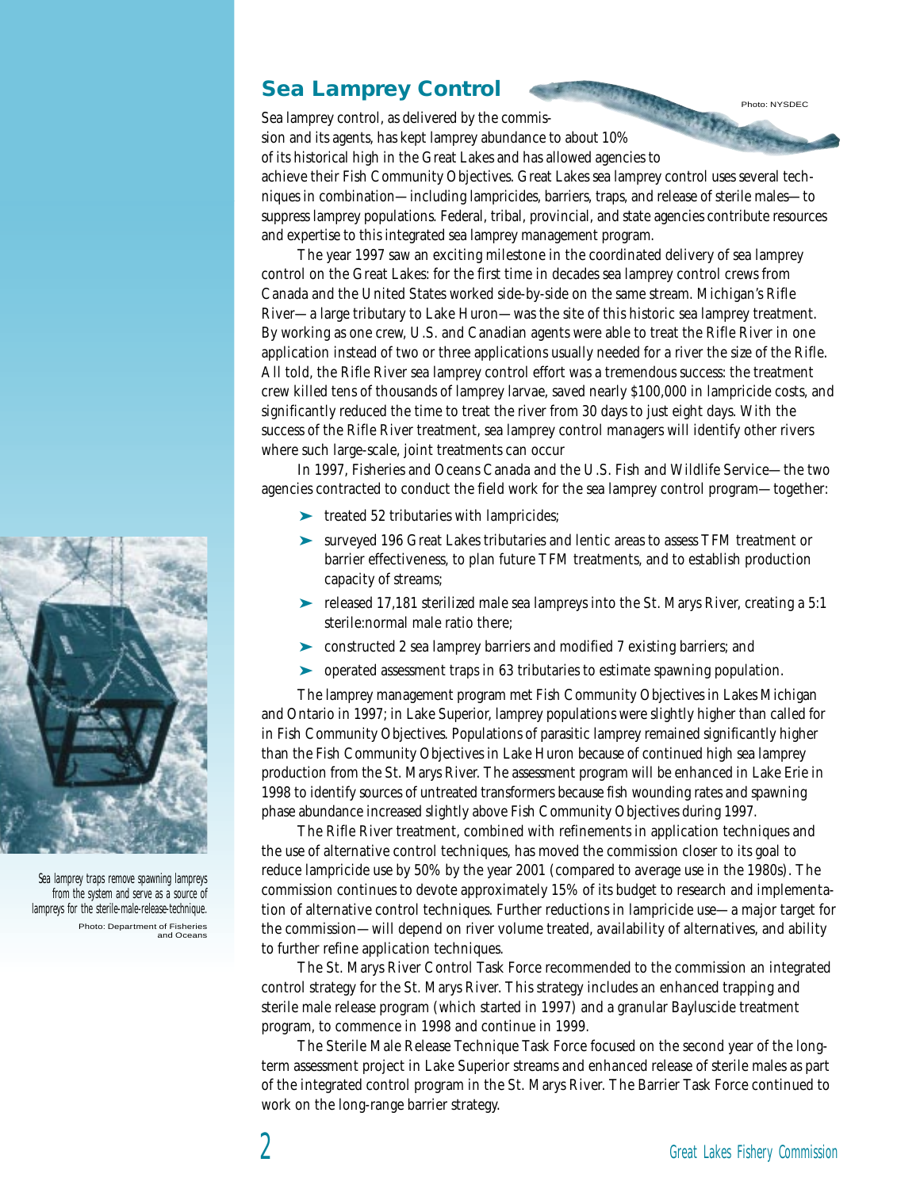## Sea Lamprey Control

Photo: NYSDEC

Sea lamprey control, as delivered by the commission and its agents, has kept lamprey abundance to about 10% of its historical high in the Great Lakes and has allowed agencies to achieve their Fish Community Objectives. Great Lakes sea lamprey control uses several techniques in combination—including lampricides, barriers, traps, and release of sterile males—to suppress lamprey populations. Federal, tribal, provincial, and state agencies contribute resources and expertise to this integrated sea lamprey management program.

The year 1997 saw an exciting milestone in the coordinated delivery of sea lamprey control on the Great Lakes: for the first time in decades sea lamprey control crews from Canada and the United States worked side-by-side on the same stream. Michigan's Rifle River—a large tributary to Lake Huron—was the site of this historic sea lamprey treatment. By working as one crew, U.S. and Canadian agents were able to treat the Rifle River in one application instead of two or three applications usually needed for a river the size of the Rifle. All told, the Rifle River sea lamprey control effort was a tremendous success: the treatment crew killed tens of thousands of lamprey larvae, saved nearly $100,000 in lampricide costs, and significantly reduced the time to treat the river from 30 days to just eight days. With the success of the Rifle River treatment, sea lamprey control managers will identify other rivers where such large-scale, joint treatments can occur

In 1997, Fisheries and Oceans Canada and the U.S. Fish and Wildlife Service—the two agencies contracted to conduct the field work for the sea lamprey control program—together:

- treated 52 tributaries with lampricides;
- surveyed 196 Great Lakes tributaries and lentic areas to assess TFM treatment or barrier effectiveness, to plan future TFM treatments, and to establish production capacity of streams;
- released 17,181 sterilized male sea lampreys into the St. Marys River, creating a 5:1 sterile:normal male ratio there;
- constructed 2 sea lamprey barriers and modified 7 existing barriers; and
- operated assessment traps in 63 tributaries to estimate spawning population.

The lamprey management program met Fish Community Objectives in Lakes Michigan and Ontario in 1997; in Lake Superior, lamprey populations were slightly higher than called for in Fish Community Objectives. Populations of parasitic lamprey remained significantly higher than the Fish Community Objectives in Lake Huron because of continued high sea lamprey production from the St. Marys River. The assessment program will be enhanced in Lake Erie in 1998 to identify sources of untreated transformers because fish wounding rates and spawning phase abundance increased slightly above Fish Community Objectives during 1997.

The Rifle River treatment, combined with refinements in application techniques and the use of alternative control techniques, has moved the commission closer to its goal to reduce lampricide use by 50% by the year 2001 (compared to average use in the 1980s). The commission continues to devote approximately 15% of its budget to research and implementation of alternative control techniques. Further reductions in lampricide use—a major target for the commission—will depend on river volume treated, availability of alternatives, and ability to further refine application techniques.

The St. Marys River Control Task Force recommended to the commission an integrated control strategy for the St. Marys River. This strategy includes an enhanced trapping and sterile male release program (which started in 1997) and a granular Bayluscide treatment program, to commence in 1998 and continue in 1999.

The Sterile Male Release Technique Task Force focused on the second year of the long-term assessment project in Lake Superior streams and enhanced release of sterile males as part of the integrated control program in the St. Marys River. The Barrier Task Force continued to work on the long-range barrier strategy.

Sea lamprey traps remove spawning lampreys from the system and serve as a source of lampreys for the sterile-male-release-technique.

Photo: Department of Fisheries and Oceans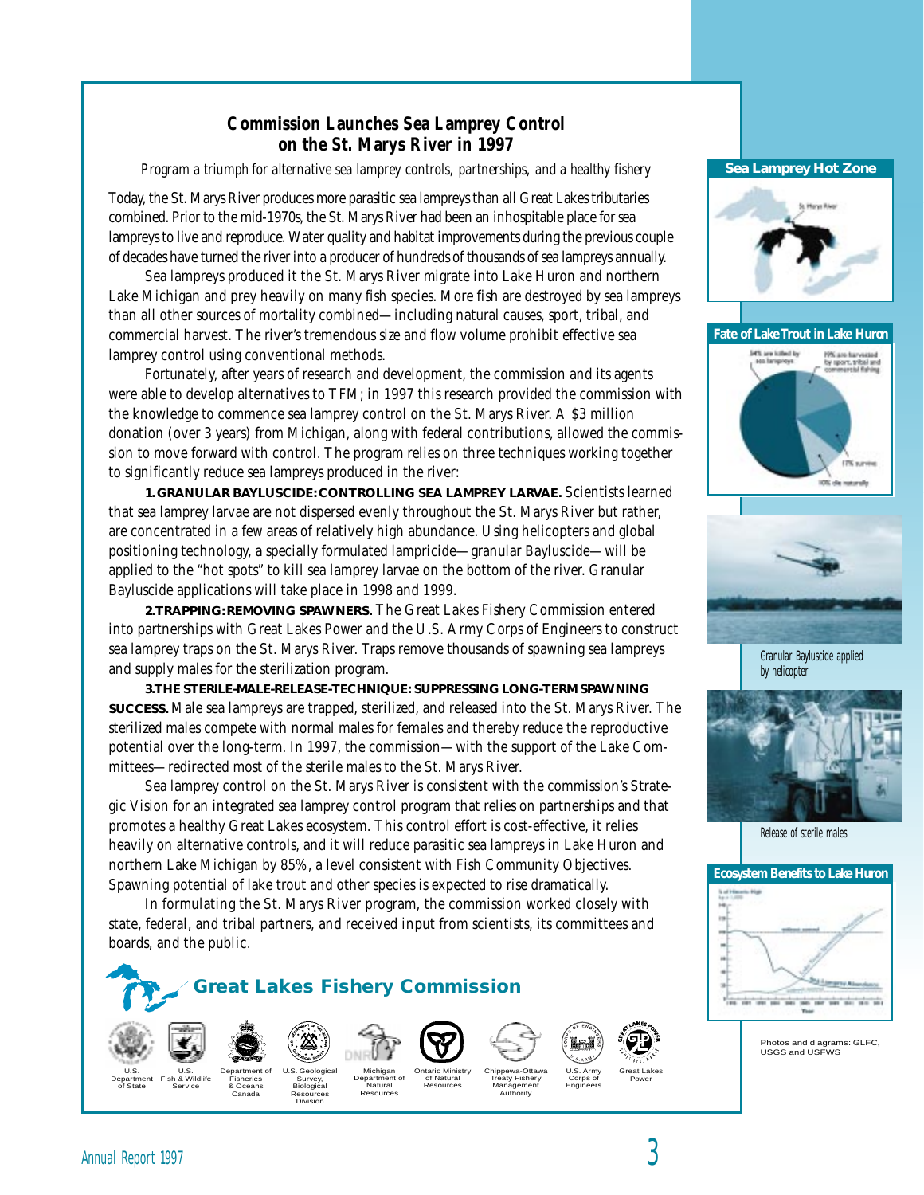## Commission Launches Sea Lamprey Control on the St. Marys River in 1997

*Program a triumph for alternative sea lamprey controls, partnerships, and a healthy fishery*

Today, the St. Marys River produces more parasitic sea lampreys than all Great Lakes tributaries combined. Prior to the mid-1970s, the St. Marys River had been an inhospitable place for sea lampreys to live and reproduce. Water quality and habitat improvements during the previous couple of decades have turned the river into a producer of hundreds of thousands of sea lampreys annually.

Sea lampreys produced it the St. Marys River migrate into Lake Huron and northern Lake Michigan and prey heavily on many fish species. More fish are destroyed by sea lampreys than all other sources of mortality combined—including natural causes, sport, tribal, and commercial harvest. The river's tremendous size and flow volume prohibit effective sea lamprey control using conventional methods.

Fortunately, after years of research and development, the commission and its agents were able to develop alternatives to TFM; in 1997 this research provided the commission with the knowledge to commence sea lamprey control on the St. Marys River. A $3 million donation (over 3 years) from Michigan, along with federal contributions, allowed the commission to move forward with control. The program relies on three techniques working together to significantly reduce sea lampreys produced in the river:

**1. GRANULAR BAYLUSCIDE: CONTROLLING SEA LAMPREY LARVAE.** Scientists learned that sea lamprey larvae are not dispersed evenly throughout the St. Marys River but rather, are concentrated in a few areas of relatively high abundance. Using helicopters and global positioning technology, a specially formulated lampricide—granular Bayluscide—will be applied to the "hot spots" to kill sea lamprey larvae on the bottom of the river. Granular Bayluscide applications will take place in 1998 and 1999.

**2. TRAPPING: REMOVING SPAWNERS.** The Great Lakes Fishery Commission entered into partnerships with Great Lakes Power and the U.S. Army Corps of Engineers to construct sea lamprey traps on the St. Marys River. Traps remove thousands of spawning sea lampreys and supply males for the sterilization program.

**3. THE STERILE-MALE-RELEASE-TECHNIQUE: SUPPRESSING LONG-TERM SPAWNING SUCCESS.** Male sea lampreys are trapped, sterilized, and released into the St. Marys River. The sterilized males compete with normal males for females and thereby reduce the reproductive potential over the long-term. In 1997, the commission—with the support of the Lake Committees—redirected most of the sterile males to the St. Marys River.

Sea lamprey control on the St. Marys River is consistent with the commission's Strategic Vision for an integrated sea lamprey control program that relies on partnerships and that promotes a healthy Great Lakes ecosystem. This control effort is cost-effective, it relies heavily on alternative controls, and it will reduce parasitic sea lampreys in Lake Huron and northern Lake Michigan by 85%, a level consistent with Fish Community Objectives. Spawning potential of lake trout and other species is expected to rise dramatically.

In formulating the St. Marys River program, the commission worked closely with state, federal, and tribal partners, and received input from scientists, its committees and boards, and the public.

**Great Lakes Fishery Commission**

U.S. Department of State · U.S. Fish & Wildlife Service · Department of Fisheries & Oceans Canada · U.S. Geological Survey, Biological Resources Division · Michigan Department of Natural Resources · Ontario Ministry of Natural Resources · Chippewa-Ottawa Treaty Fishery Management Authority · U.S. Army Corps of Engineers · Great Lakes Power

**Sea Lamprey Hot Zone**

St. Marys River

**Fate of Lake Trout in Lake Huron**

54% are killed by sea lampreys · 19% are harvested by sport, tribal and commercial fishing · 17% survive · 10% die naturally

Granular Bayluscide applied by helicopter

Release of sterile males

**Ecosystem Benefits to Lake Huron**

Photos and diagrams: GLFC, USGS and USFWS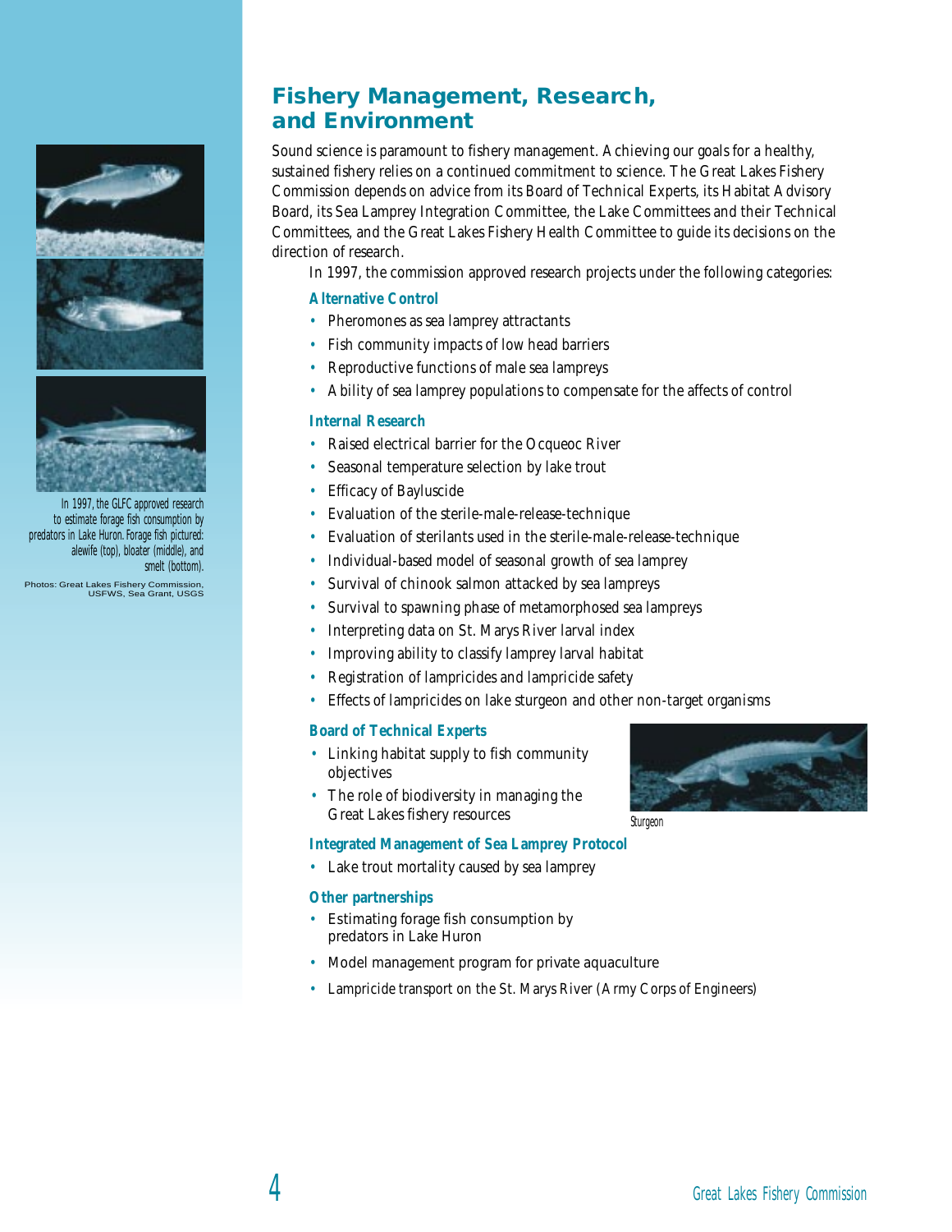## Fishery Management, Research, and Environment

Sound science is paramount to fishery management. Achieving our goals for a healthy, sustained fishery relies on a continued commitment to science. The Great Lakes Fishery Commission depends on advice from its Board of Technical Experts, its Habitat Advisory Board, its Sea Lamprey Integration Committee, the Lake Committees and their Technical Committees, and the Great Lakes Fishery Health Committee to guide its decisions on the direction of research.

In 1997, the commission approved research projects under the following categories:

### Alternative Control

- Pheromones as sea lamprey attractants
- Fish community impacts of low head barriers
- Reproductive functions of male sea lampreys
- Ability of sea lamprey populations to compensate for the affects of control

### Internal Research

- Raised electrical barrier for the Ocqueoc River
- Seasonal temperature selection by lake trout
- Efficacy of Bayluscide
- Evaluation of the sterile-male-release-technique
- Evaluation of sterilants used in the sterile-male-release-technique
- Individual-based model of seasonal growth of sea lamprey
- Survival of chinook salmon attacked by sea lampreys
- Survival to spawning phase of metamorphosed sea lampreys
- Interpreting data on St. Marys River larval index
- Improving ability to classify lamprey larval habitat
- Registration of lampricides and lampricide safety
- Effects of lampricides on lake sturgeon and other non-target organisms

### Board of Technical Experts

- Linking habitat supply to fish community objectives
- The role of biodiversity in managing the Great Lakes fishery resources

Sturgeon

### Integrated Management of Sea Lamprey Protocol

- Lake trout mortality caused by sea lamprey

### Other partnerships

- Estimating forage fish consumption by predators in Lake Huron
- Model management program for private aquaculture
- Lampricide transport on the St. Marys River (Army Corps of Engineers)

In 1997, the GLFC approved research to estimate forage fish consumption by predators in Lake Huron. Forage fish pictured: alewife (top), bloater (middle), and smelt (bottom).

Photos: Great Lakes Fishery Commission, USFWS, Sea Grant, USGS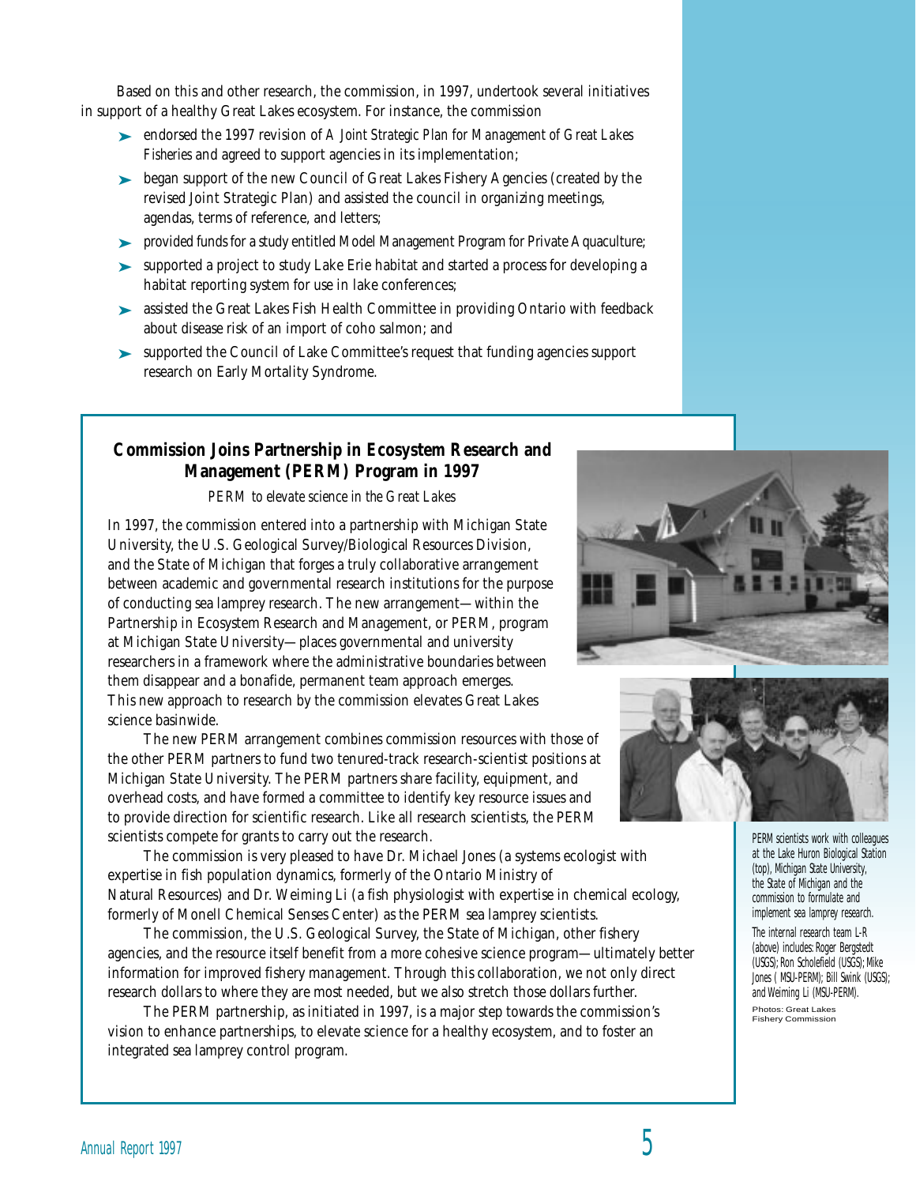Based on this and other research, the commission, in 1997, undertook several initiatives in support of a healthy Great Lakes ecosystem. For instance, the commission

- endorsed the 1997 revision of *A Joint Strategic Plan for Management of Great Lakes Fisheries* and agreed to support agencies in its implementation;
- began support of the new Council of Great Lakes Fishery Agencies (created by the revised Joint Strategic Plan) and assisted the council in organizing meetings, agendas, terms of reference, and letters;
- provided funds for a study entitled Model Management Program for Private Aquaculture;
- supported a project to study Lake Erie habitat and started a process for developing a habitat reporting system for use in lake conferences;
- assisted the Great Lakes Fish Health Committee in providing Ontario with feedback about disease risk of an import of coho salmon; and
- supported the Council of Lake Committee's request that funding agencies support research on Early Mortality Syndrome.

## Commission Joins Partnership in Ecosystem Research and Management (PERM) Program in 1997

*PERM to elevate science in the Great Lakes*

In 1997, the commission entered into a partnership with Michigan State University, the U.S. Geological Survey/Biological Resources Division, and the State of Michigan that forges a truly collaborative arrangement between academic and governmental research institutions for the purpose of conducting sea lamprey research. The new arrangement—within the Partnership in Ecosystem Research and Management, or PERM, program at Michigan State University—places governmental and university researchers in a framework where the administrative boundaries between them disappear and a bonafide, permanent team approach emerges. This new approach to research by the commission elevates Great Lakes science basinwide.

The new PERM arrangement combines commission resources with those of the other PERM partners to fund two tenured-track research-scientist positions at Michigan State University. The PERM partners share facility, equipment, and overhead costs, and have formed a committee to identify key resource issues and to provide direction for scientific research. Like all research scientists, the PERM scientists compete for grants to carry out the research.

The commission is very pleased to have Dr. Michael Jones (a systems ecologist with expertise in fish population dynamics, formerly of the Ontario Ministry of Natural Resources) and Dr. Weiming Li (a fish physiologist with expertise in chemical ecology, formerly of Monell Chemical Senses Center) as the PERM sea lamprey scientists.

The commission, the U.S. Geological Survey, the State of Michigan, other fishery agencies, and the resource itself benefit from a more cohesive science program—ultimately better information for improved fishery management. Through this collaboration, we not only direct research dollars to where they are most needed, but we also stretch those dollars further.

The PERM partnership, as initiated in 1997, is a major step towards the commission's vision to enhance partnerships, to elevate science for a healthy ecosystem, and to foster an integrated sea lamprey control program.

PERM scientists work with colleagues at the Lake Huron Biological Station (top), Michigan State University, the State of Michigan and the commission to formulate and implement sea lamprey research.

The internal research team L-R (above) includes: Roger Bergstedt (USGS); Ron Scholefield (USGS); Mike Jones ( MSU-PERM); Bill Swink (USGS); and Weiming Li (MSU-PERM).

Photos: Great Lakes Fishery Commission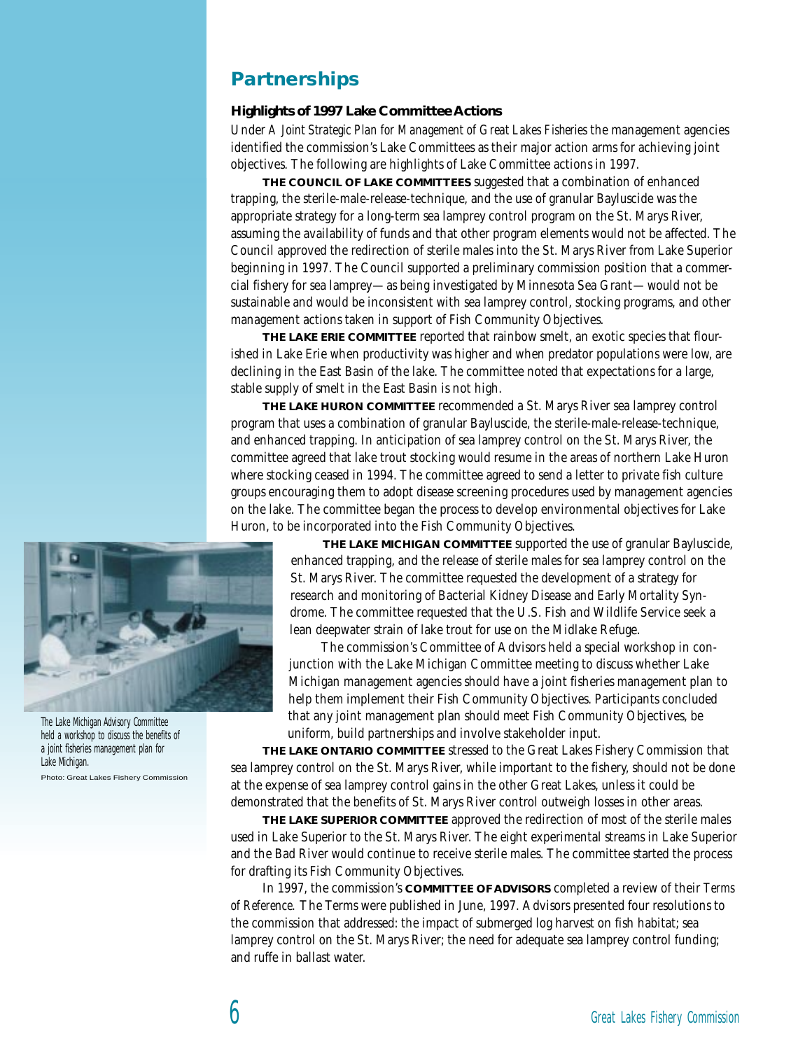## Partnerships

### Highlights of 1997 Lake Committee Actions

Under *A Joint Strategic Plan for Management of Great Lakes Fisheries* the management agencies identified the commission's Lake Committees as their major action arms for achieving joint objectives. The following are highlights of Lake Committee actions in 1997.

**THE COUNCIL OF LAKE COMMITTEES** suggested that a combination of enhanced trapping, the sterile-male-release-technique, and the use of granular Bayluscide was the appropriate strategy for a long-term sea lamprey control program on the St. Marys River, assuming the availability of funds and that other program elements would not be affected. The Council approved the redirection of sterile males into the St. Marys River from Lake Superior beginning in 1997. The Council supported a preliminary commission position that a commercial fishery for sea lamprey—as being investigated by Minnesota Sea Grant—would not be sustainable and would be inconsistent with sea lamprey control, stocking programs, and other management actions taken in support of Fish Community Objectives.

**THE LAKE ERIE COMMITTEE** reported that rainbow smelt, an exotic species that flourished in Lake Erie when productivity was higher and when predator populations were low, are declining in the East Basin of the lake. The committee noted that expectations for a large, stable supply of smelt in the East Basin is not high.

**THE LAKE HURON COMMITTEE** recommended a St. Marys River sea lamprey control program that uses a combination of granular Bayluscide, the sterile-male-release-technique, and enhanced trapping. In anticipation of sea lamprey control on the St. Marys River, the committee agreed that lake trout stocking would resume in the areas of northern Lake Huron where stocking ceased in 1994. The committee agreed to send a letter to private fish culture groups encouraging them to adopt disease screening procedures used by management agencies on the lake. The committee began the process to develop environmental objectives for Lake Huron, to be incorporated into the Fish Community Objectives.

**THE LAKE MICHIGAN COMMITTEE** supported the use of granular Bayluscide, enhanced trapping, and the release of sterile males for sea lamprey control on the St. Marys River. The committee requested the development of a strategy for research and monitoring of Bacterial Kidney Disease and Early Mortality Syndrome. The committee requested that the U.S. Fish and Wildlife Service seek a lean deepwater strain of lake trout for use on the Midlake Refuge.

The commission's Committee of Advisors held a special workshop in conjunction with the Lake Michigan Committee meeting to discuss whether Lake Michigan management agencies should have a joint fisheries management plan to help them implement their Fish Community Objectives. Participants concluded that any joint management plan should meet Fish Community Objectives, be uniform, build partnerships and involve stakeholder input.

The Lake Michigan Advisory Committee held a workshop to discuss the benefits of a joint fisheries management plan for Lake Michigan.

Photo: Great Lakes Fishery Commission

**THE LAKE ONTARIO COMMITTEE** stressed to the Great Lakes Fishery Commission that sea lamprey control on the St. Marys River, while important to the fishery, should not be done at the expense of sea lamprey control gains in the other Great Lakes, unless it could be demonstrated that the benefits of St. Marys River control outweigh losses in other areas.

**THE LAKE SUPERIOR COMMITTEE** approved the redirection of most of the sterile males used in Lake Superior to the St. Marys River. The eight experimental streams in Lake Superior and the Bad River would continue to receive sterile males. The committee started the process for drafting its Fish Community Objectives.

In 1997, the commission's **COMMITTEE OF ADVISORS** completed a review of their *Terms of Reference.* The Terms were published in June, 1997. Advisors presented four resolutions to the commission that addressed: the impact of submerged log harvest on fish habitat; sea lamprey control on the St. Marys River; the need for adequate sea lamprey control funding; and ruffe in ballast water.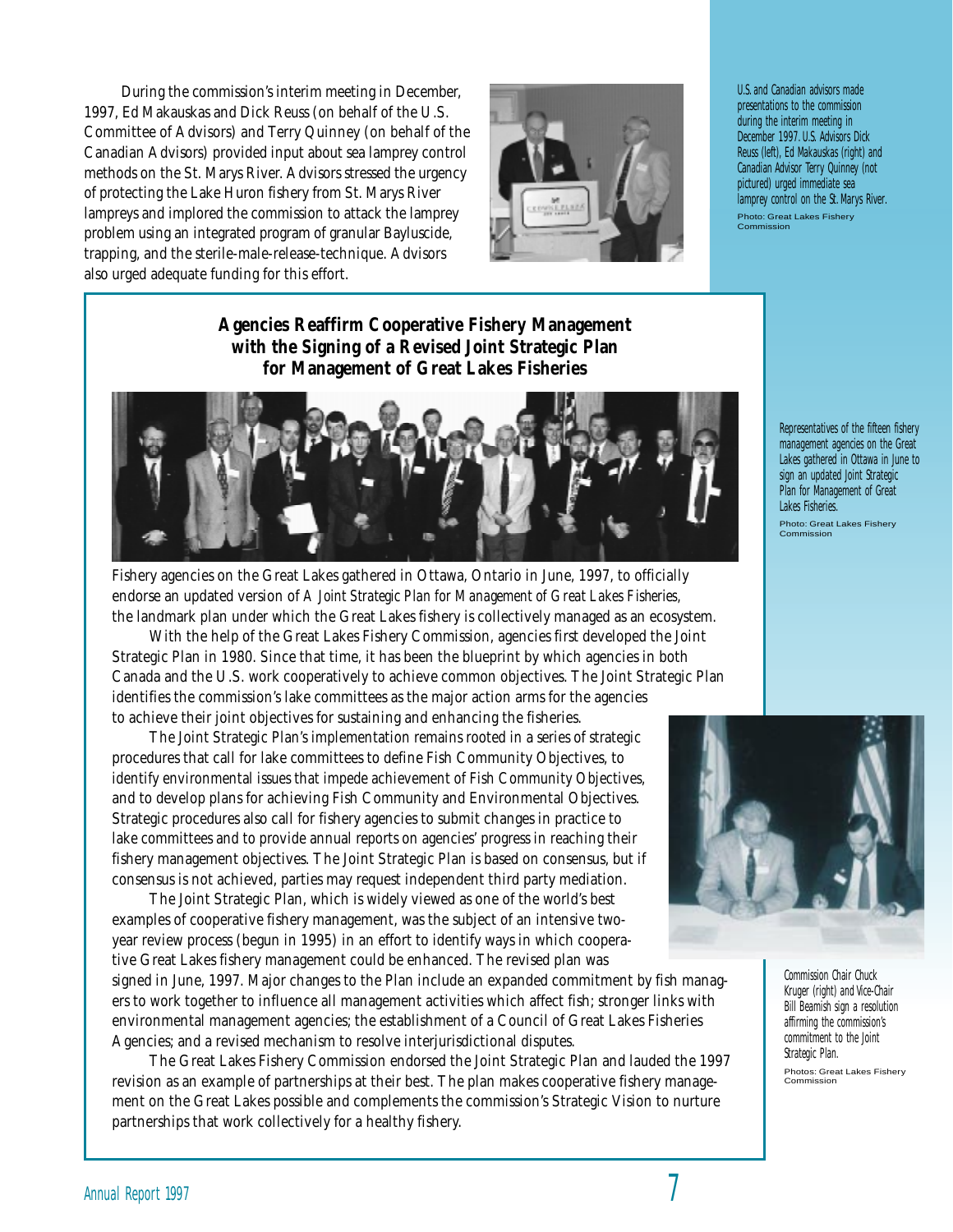During the commission's interim meeting in December, 1997, Ed Makauskas and Dick Reuss (on behalf of the U.S. Committee of Advisors) and Terry Quinney (on behalf of the Canadian Advisors) provided input about sea lamprey control methods on the St. Marys River. Advisors stressed the urgency of protecting the Lake Huron fishery from St. Marys River lampreys and implored the commission to attack the lamprey problem using an integrated program of granular Bayluscide, trapping, and the sterile-male-release-technique. Advisors also urged adequate funding for this effort.

U.S. and Canadian advisors made presentations to the commission during the interim meeting in December 1997. U.S. Advisors Dick Reuss (left), Ed Makauskas (right) and Canadian Advisor Terry Quinney (not pictured) urged immediate sea lamprey control on the St. Marys River.

Photo: Great Lakes Fishery Commission

## Agencies Reaffirm Cooperative Fishery Management with the Signing of a Revised Joint Strategic Plan for Management of Great Lakes Fisheries

Representatives of the fifteen fishery management agencies on the Great Lakes gathered in Ottawa in June to sign an updated Joint Strategic Plan for Management of Great Lakes Fisheries.

Photo: Great Lakes Fishery Commission

Fishery agencies on the Great Lakes gathered in Ottawa, Ontario in June, 1997, to officially endorse an updated version of *A Joint Strategic Plan for Management of Great Lakes Fisheries*, the landmark plan under which the Great Lakes fishery is collectively managed as an ecosystem.

With the help of the Great Lakes Fishery Commission, agencies first developed the Joint Strategic Plan in 1980. Since that time, it has been the blueprint by which agencies in both Canada and the U.S. work cooperatively to achieve common objectives. The Joint Strategic Plan identifies the commission's lake committees as the major action arms for the agencies to achieve their joint objectives for sustaining and enhancing the fisheries.

The Joint Strategic Plan's implementation remains rooted in a series of strategic procedures that call for lake committees to define Fish Community Objectives, to identify environmental issues that impede achievement of Fish Community Objectives, and to develop plans for achieving Fish Community and Environmental Objectives. Strategic procedures also call for fishery agencies to submit changes in practice to lake committees and to provide annual reports on agencies' progress in reaching their fishery management objectives. The Joint Strategic Plan is based on consensus, but if consensus is not achieved, parties may request independent third party mediation.

The Joint Strategic Plan, which is widely viewed as one of the world's best examples of cooperative fishery management, was the subject of an intensive two-year review process (begun in 1995) in an effort to identify ways in which cooperative Great Lakes fishery management could be enhanced. The revised plan was signed in June, 1997. Major changes to the Plan include an expanded commitment by fish managers to work together to influence all management activities which affect fish; stronger links with environmental management agencies; the establishment of a Council of Great Lakes Fisheries Agencies; and a revised mechanism to resolve interjurisdictional disputes.

The Great Lakes Fishery Commission endorsed the Joint Strategic Plan and lauded the 1997 revision as an example of partnerships at their best. The plan makes cooperative fishery management on the Great Lakes possible and complements the commission's Strategic Vision to nurture partnerships that work collectively for a healthy fishery.

Commission Chair Chuck Kruger (right) and Vice-Chair Bill Beamish sign a resolution affirming the commission's commitment to the Joint Strategic Plan.

Photos: Great Lakes Fishery Commission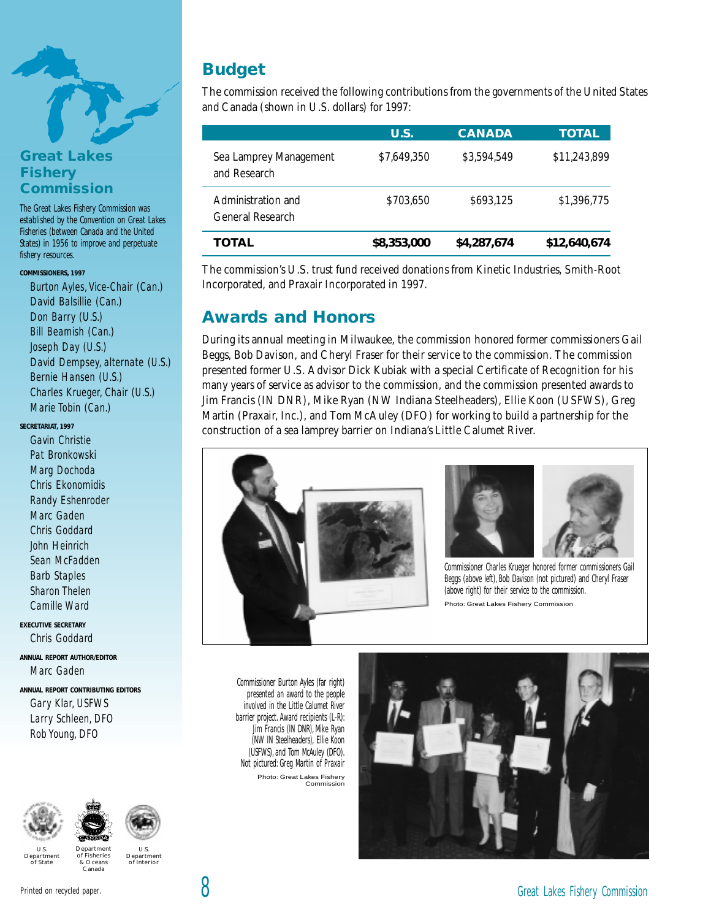## Great Lakes Fishery Commission

The Great Lakes Fishery Commission was established by the Convention on Great Lakes Fisheries (between Canada and the United States) in 1956 to improve and perpetuate fishery resources.

**COMMISSIONERS, 1997**

- Burton Ayles, Vice-Chair (Can.)
- David Balsillie (Can.)
- Don Barry (U.S.)
- Bill Beamish (Can.)
- Joseph Day (U.S.)
- David Dempsey, alternate (U.S.)
- Bernie Hansen (U.S.)
- Charles Krueger, Chair (U.S.)
- Marie Tobin (Can.)

**SECRETARIAT, 1997**

- Gavin Christie
- Pat Bronkowski
- Marg Dochoda
- Chris Ekonomidis
- Randy Eshenroder
- Marc Gaden
- Chris Goddard
- John Heinrich
- Sean McFadden
- Barb Staples
- Sharon Thelen
- Camille Ward

**EXECUTIVE SECRETARY**

- Chris Goddard

**ANNUAL REPORT AUTHOR/EDITOR**

- Marc Gaden

**ANNUAL REPORT CONTRIBUTING EDITORS**

- Gary Klar, USFWS
- Larry Schleen, DFO
- Rob Young, DFO

U.S. Department of State · Department of Fisheries & Oceans Canada · U.S. Department of Interior

Printed on recycled paper.

## Budget

The commission received the following contributions from the governments of the United States and Canada (shown in U.S. dollars) for 1997:

| | U.S. | CANADA | TOTAL |
|---|---|---|---|
| Sea Lamprey Management and Research | $7,649,350 | $3,594,549 | $11,243,899 |
| Administration and General Research | $703,650 | $693,125 | $1,396,775 |
| **TOTAL** | **$8,353,000** | **$4,287,674** | **$12,640,674** |

The commission's U.S. trust fund received donations from Kinetic Industries, Smith-Root Incorporated, and Praxair Incorporated in 1997.

## Awards and Honors

During its annual meeting in Milwaukee, the commission honored former commissioners Gail Beggs, Bob Davison, and Cheryl Fraser for their service to the commission. The commission presented former U.S. Advisor Dick Kubiak with a special Certificate of Recognition for his many years of service as advisor to the commission, and the commission presented awards to Jim Francis (IN DNR), Mike Ryan (NW Indiana Steelheaders), Ellie Koon (USFWS), Greg Martin (Praxair, Inc.), and Tom McAuley (DFO) for working to build a partnership for the construction of a sea lamprey barrier on Indiana's Little Calumet River.

Commissioner Charles Krueger honored former commissioners Gail Beggs (above left), Bob Davison (not pictured) and Cheryl Fraser (above right) for their service to the commission.

Photo: Great Lakes Fishery Commission

Commissioner Burton Ayles (far right) presented an award to the people involved in the Little Calumet River barrier project. Award recipients (L-R): Jim Francis (IN DNR), Mike Ryan (NW IN Steelheaders), Ellie Koon (USFWS), and Tom McAuley (DFO). Not pictured: Greg Martin of Praxair

Photo: Great Lakes Fishery Commission